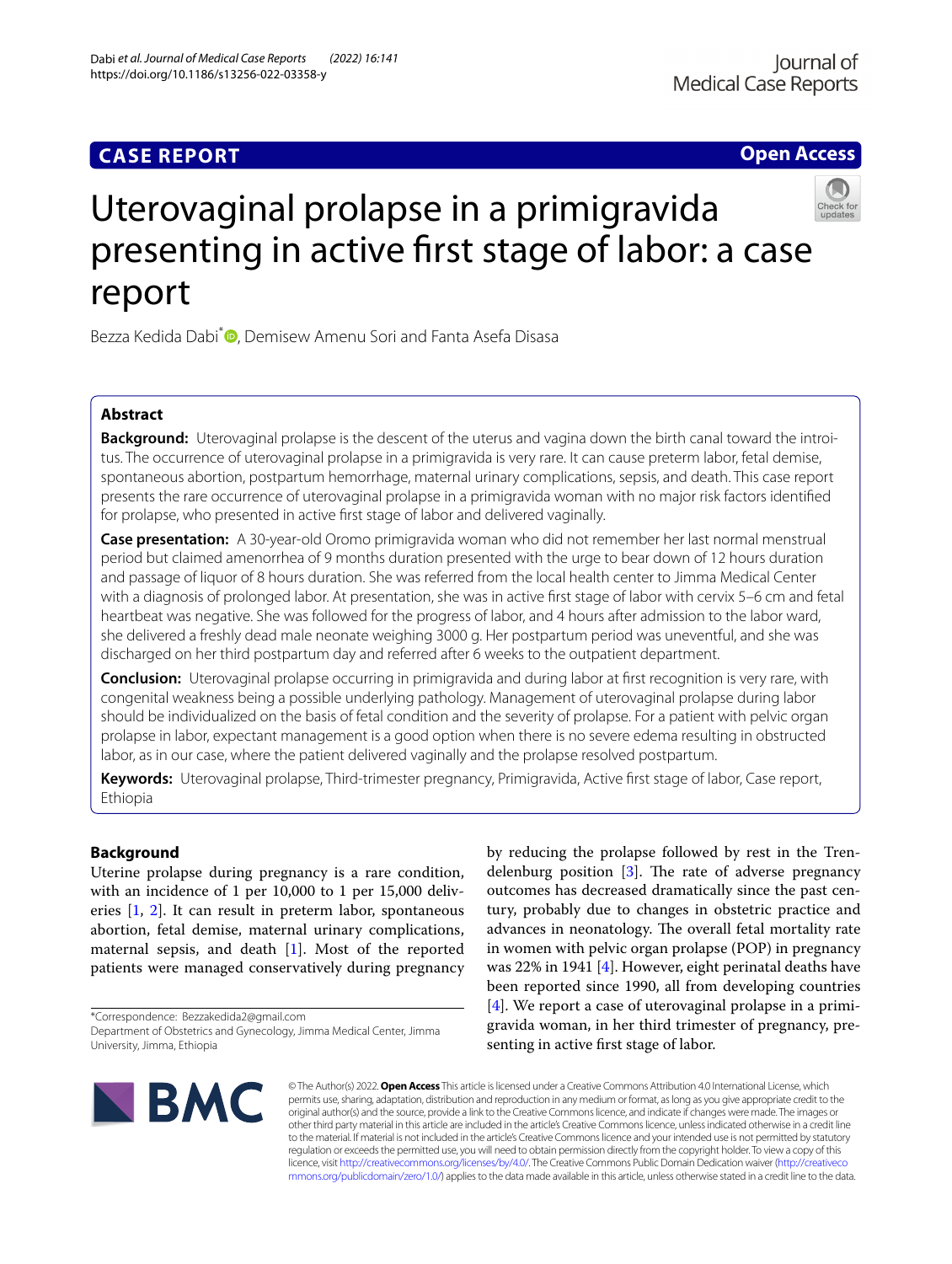**CASE REPORT** | **Open Access**

# Uterovaginal prolapse in a primigravida presenting in active first stage of labor: a case report

Bezza Kedida Dabi*, Demisew Amenu Sori and Fanta Asefa Disasa

## Abstract

**Background:** Uterovaginal prolapse is the descent of the uterus and vagina down the birth canal toward the introitus. The occurrence of uterovaginal prolapse in a primigravida is very rare. It can cause preterm labor, fetal demise, spontaneous abortion, postpartum hemorrhage, maternal urinary complications, sepsis, and death. This case report presents the rare occurrence of uterovaginal prolapse in a primigravida woman with no major risk factors identified for prolapse, who presented in active first stage of labor and delivered vaginally.

**Case presentation:** A 30-year-old Oromo primigravida woman who did not remember her last normal menstrual period but claimed amenorrhea of 9 months duration presented with the urge to bear down of 12 hours duration and passage of liquor of 8 hours duration. She was referred from the local health center to Jimma Medical Center with a diagnosis of prolonged labor. At presentation, she was in active first stage of labor with cervix 5–6 cm and fetal heartbeat was negative. She was followed for the progress of labor, and 4 hours after admission to the labor ward, she delivered a freshly dead male neonate weighing 3000 g. Her postpartum period was uneventful, and she was discharged on her third postpartum day and referred after 6 weeks to the outpatient department.

**Conclusion:** Uterovaginal prolapse occurring in primigravida and during labor at first recognition is very rare, with congenital weakness being a possible underlying pathology. Management of uterovaginal prolapse during labor should be individualized on the basis of fetal condition and the severity of prolapse. For a patient with pelvic organ prolapse in labor, expectant management is a good option when there is no severe edema resulting in obstructed labor, as in our case, where the patient delivered vaginally and the prolapse resolved postpartum.

**Keywords:** Uterovaginal prolapse, Third-trimester pregnancy, Primigravida, Active first stage of labor, Case report, Ethiopia

## Background

Uterine prolapse during pregnancy is a rare condition, with an incidence of 1 per 10,000 to 1 per 15,000 deliveries [1, 2]. It can result in preterm labor, spontaneous abortion, fetal demise, maternal urinary complications, maternal sepsis, and death [1]. Most of the reported patients were managed conservatively during pregnancy by reducing the prolapse followed by rest in the Trendelenburg position [3]. The rate of adverse pregnancy outcomes has decreased dramatically since the past century, probably due to changes in obstetric practice and advances in neonatology. The overall fetal mortality rate in women with pelvic organ prolapse (POP) in pregnancy was 22% in 1941 [4]. However, eight perinatal deaths have been reported since 1990, all from developing countries [4]. We report a case of uterovaginal prolapse in a primigravida woman, in her third trimester of pregnancy, presenting in active first stage of labor.

*Correspondence: Bezzakedida2@gmail.com
Department of Obstetrics and Gynecology, Jimma Medical Center, Jimma University, Jimma, Ethiopia

© The Author(s) 2022. **Open Access** This article is licensed under a Creative Commons Attribution 4.0 International License, which permits use, sharing, adaptation, distribution and reproduction in any medium or format, as long as you give appropriate credit to the original author(s) and the source, provide a link to the Creative Commons licence, and indicate if changes were made. The images or other third party material in this article are included in the article's Creative Commons licence, unless indicated otherwise in a credit line to the material. If material is not included in the article's Creative Commons licence and your intended use is not permitted by statutory regulation or exceeds the permitted use, you will need to obtain permission directly from the copyright holder. To view a copy of this licence, visit http://creativecommons.org/licenses/by/4.0/. The Creative Commons Public Domain Dedication waiver (http://creativecommons.org/publicdomain/zero/1.0/) applies to the data made available in this article, unless otherwise stated in a credit line to the data.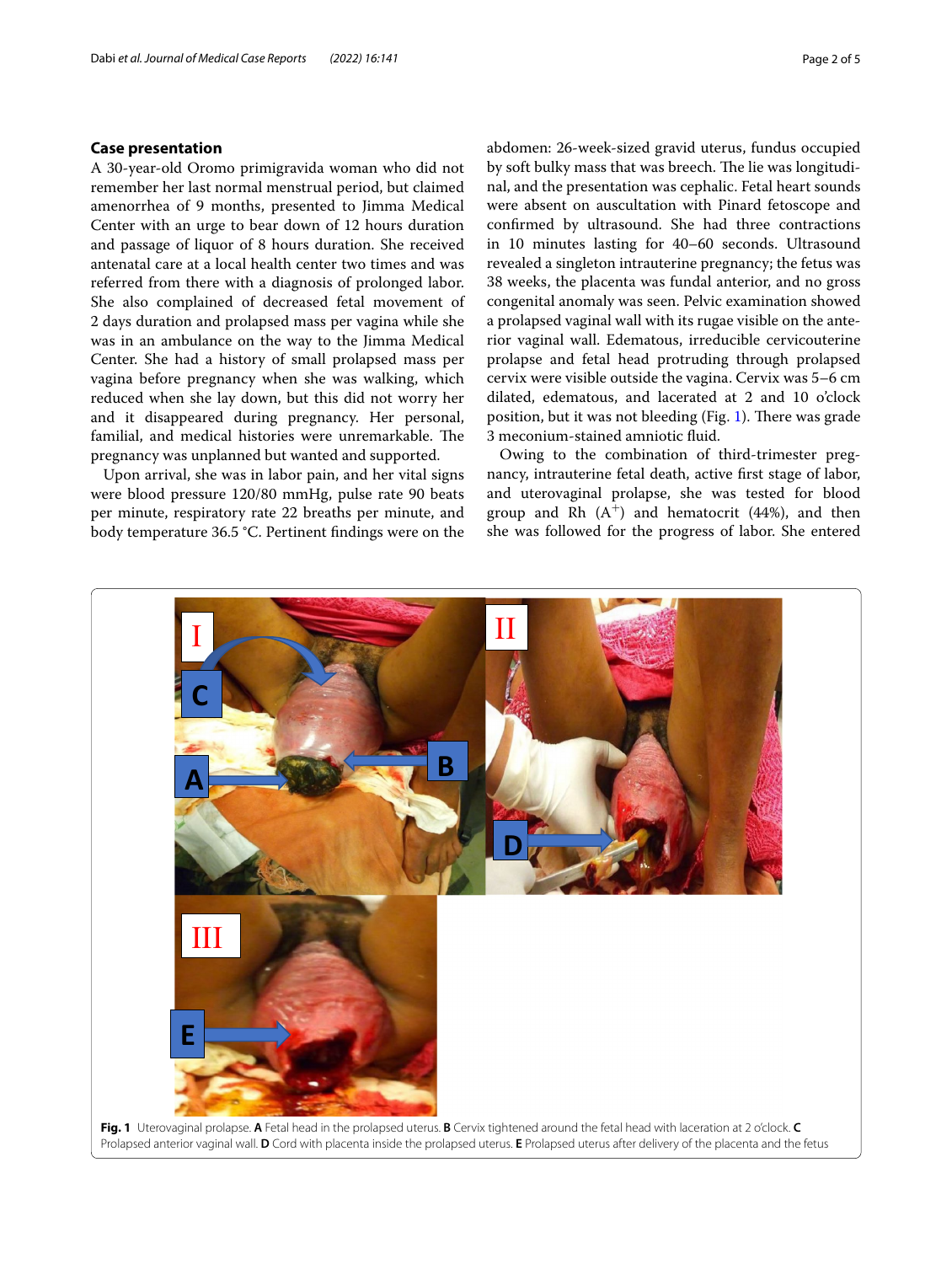## Case presentation

A 30-year-old Oromo primigravida woman who did not remember her last normal menstrual period, but claimed amenorrhea of 9 months, presented to Jimma Medical Center with an urge to bear down of 12 hours duration and passage of liquor of 8 hours duration. She received antenatal care at a local health center two times and was referred from there with a diagnosis of prolonged labor. She also complained of decreased fetal movement of 2 days duration and prolapsed mass per vagina while she was in an ambulance on the way to the Jimma Medical Center. She had a history of small prolapsed mass per vagina before pregnancy when she was walking, which reduced when she lay down, but this did not worry her and it disappeared during pregnancy. Her personal, familial, and medical histories were unremarkable. The pregnancy was unplanned but wanted and supported.

Upon arrival, she was in labor pain, and her vital signs were blood pressure 120/80 mmHg, pulse rate 90 beats per minute, respiratory rate 22 breaths per minute, and body temperature 36.5 °C. Pertinent findings were on the abdomen: 26-week-sized gravid uterus, fundus occupied by soft bulky mass that was breech. The lie was longitudinal, and the presentation was cephalic. Fetal heart sounds were absent on auscultation with Pinard fetoscope and confirmed by ultrasound. She had three contractions in 10 minutes lasting for 40–60 seconds. Ultrasound revealed a singleton intrauterine pregnancy; the fetus was 38 weeks, the placenta was fundal anterior, and no gross congenital anomaly was seen. Pelvic examination showed a prolapsed vaginal wall with its rugae visible on the anterior vaginal wall. Edematous, irreducible cervicouterine prolapse and fetal head protruding through prolapsed cervix were visible outside the vagina. Cervix was 5–6 cm dilated, edematous, and lacerated at 2 and 10 o'clock position, but it was not bleeding (Fig. 1). There was grade 3 meconium-stained amniotic fluid.

Owing to the combination of third-trimester pregnancy, intrauterine fetal death, active first stage of labor, and uterovaginal prolapse, she was tested for blood group and Rh ($A^+$) and hematocrit (44%), and then she was followed for the progress of labor. She entered

**Fig. 1** Uterovaginal prolapse. **A** Fetal head in the prolapsed uterus. **B** Cervix tightened around the fetal head with laceration at 2 o'clock. **C** Prolapsed anterior vaginal wall. **D** Cord with placenta inside the prolapsed uterus. **E** Prolapsed uterus after delivery of the placenta and the fetus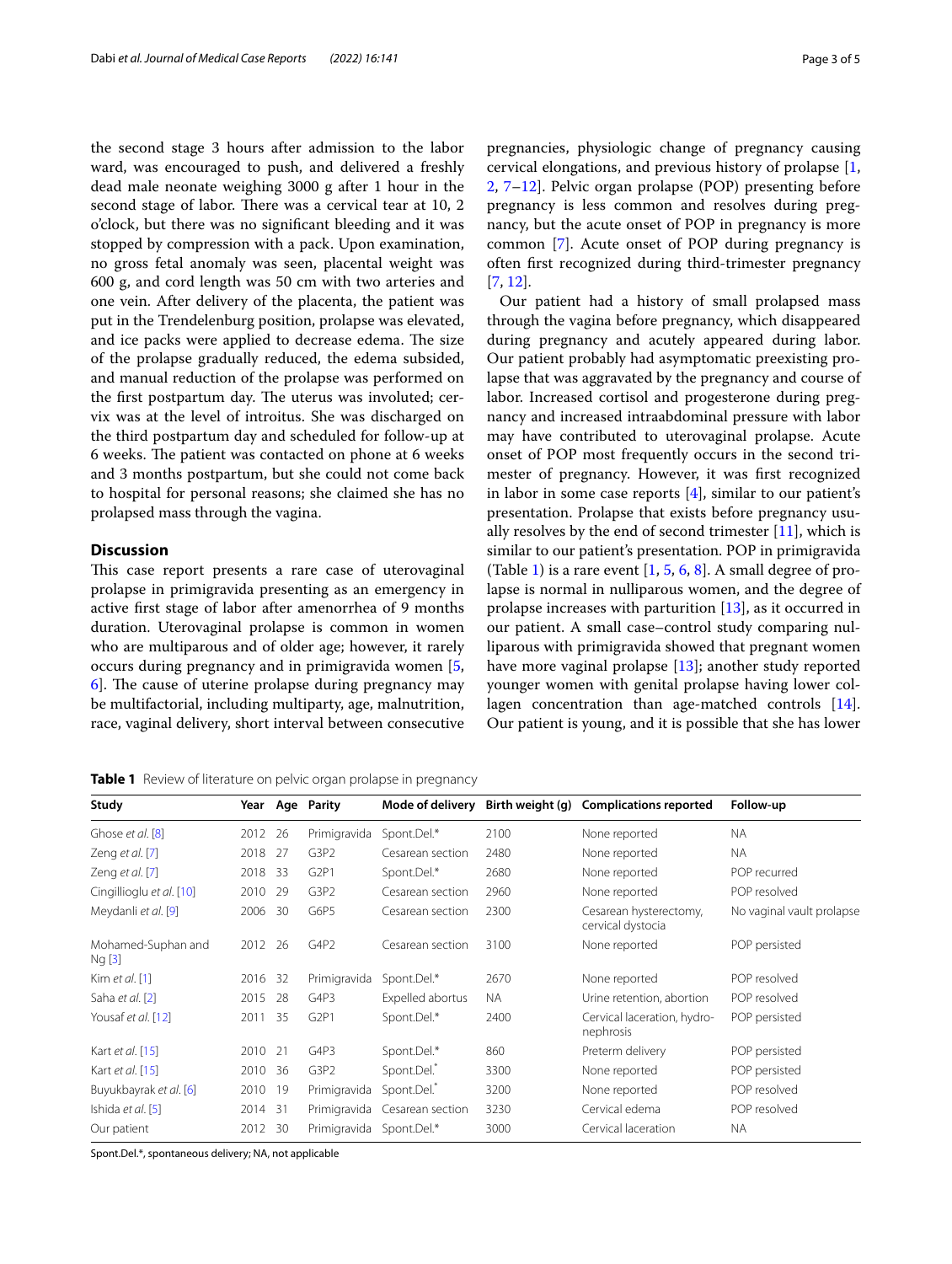the second stage 3 hours after admission to the labor ward, was encouraged to push, and delivered a freshly dead male neonate weighing 3000 g after 1 hour in the second stage of labor. There was a cervical tear at 10, 2 o'clock, but there was no significant bleeding and it was stopped by compression with a pack. Upon examination, no gross fetal anomaly was seen, placental weight was 600 g, and cord length was 50 cm with two arteries and one vein. After delivery of the placenta, the patient was put in the Trendelenburg position, prolapse was elevated, and ice packs were applied to decrease edema. The size of the prolapse gradually reduced, the edema subsided, and manual reduction of the prolapse was performed on the first postpartum day. The uterus was involuted; cervix was at the level of introitus. She was discharged on the third postpartum day and scheduled for follow-up at 6 weeks. The patient was contacted on phone at 6 weeks and 3 months postpartum, but she could not come back to hospital for personal reasons; she claimed she has no prolapsed mass through the vagina.

## Discussion

This case report presents a rare case of uterovaginal prolapse in primigravida presenting as an emergency in active first stage of labor after amenorrhea of 9 months duration. Uterovaginal prolapse is common in women who are multiparous and of older age; however, it rarely occurs during pregnancy and in primigravida women [5, 6]. The cause of uterine prolapse during pregnancy may be multifactorial, including multiparty, age, malnutrition, race, vaginal delivery, short interval between consecutive pregnancies, physiologic change of pregnancy causing cervical elongations, and previous history of prolapse [1, 2, 7–12]. Pelvic organ prolapse (POP) presenting before pregnancy is less common and resolves during pregnancy, but the acute onset of POP in pregnancy is more common [7]. Acute onset of POP during pregnancy is often first recognized during third-trimester pregnancy [7, 12].

Our patient had a history of small prolapsed mass through the vagina before pregnancy, which disappeared during pregnancy and acutely appeared during labor. Our patient probably had asymptomatic preexisting prolapse that was aggravated by the pregnancy and course of labor. Increased cortisol and progesterone during pregnancy and increased intraabdominal pressure with labor may have contributed to uterovaginal prolapse. Acute onset of POP most frequently occurs in the second trimester of pregnancy. However, it was first recognized in labor in some case reports [4], similar to our patient's presentation. Prolapse that exists before pregnancy usually resolves by the end of second trimester [11], which is similar to our patient's presentation. POP in primigravida (Table 1) is a rare event [1, 5, 6, 8]. A small degree of prolapse is normal in nulliparous women, and the degree of prolapse increases with parturition [13], as it occurred in our patient. A small case–control study comparing nulliparous with primigravida showed that pregnant women have more vaginal prolapse [13]; another study reported younger women with genital prolapse having lower collagen concentration than age-matched controls [14]. Our patient is young, and it is possible that she has lower

**Table 1** Review of literature on pelvic organ prolapse in pregnancy

| Study | Year | Age | Parity | Mode of delivery | Birth weight (g) | Complications reported | Follow-up |
|---|---|---|---|---|---|---|---|
| Ghose *et al.* [8] | 2012 | 26 | Primigravida | Spont.Del.* | 2100 | None reported | NA |
| Zeng *et al.* [7] | 2018 | 27 | G3P2 | Cesarean section | 2480 | None reported | NA |
| Zeng *et al.* [7] | 2018 | 33 | G2P1 | Spont.Del.* | 2680 | None reported | POP recurred |
| Cingillioglu *et al.* [10] | 2010 | 29 | G3P2 | Cesarean section | 2960 | None reported | POP resolved |
| Meydanli *et al.* [9] | 2006 | 30 | G6P5 | Cesarean section | 2300 | Cesarean hysterectomy, cervical dystocia | No vaginal vault prolapse |
| Mohamed-Suphan and Ng [3] | 2012 | 26 | G4P2 | Cesarean section | 3100 | None reported | POP persisted |
| Kim *et al.* [1] | 2016 | 32 | Primigravida | Spont.Del.* | 2670 | None reported | POP resolved |
| Saha *et al.* [2] | 2015 | 28 | G4P3 | Expelled abortus | NA | Urine retention, abortion | POP resolved |
| Yousaf *et al.* [12] | 2011 | 35 | G2P1 | Spont.Del.* | 2400 | Cervical laceration, hydronephrosis | POP persisted |
| Kart *et al.* [15] | 2010 | 21 | G4P3 | Spont.Del.* | 860 | Preterm delivery | POP persisted |
| Kart *et al.* [15] | 2010 | 36 | G3P2 | Spont.Del.* | 3300 | None reported | POP persisted |
| Buyukbayrak *et al.* [6] | 2010 | 19 | Primigravida | Spont.Del.* | 3200 | None reported | POP resolved |
| Ishida *et al.* [5] | 2014 | 31 | Primigravida | Cesarean section | 3230 | Cervical edema | POP resolved |
| Our patient | 2012 | 30 | Primigravida | Spont.Del.* | 3000 | Cervical laceration | NA |

Spont.Del.*, spontaneous delivery; NA, not applicable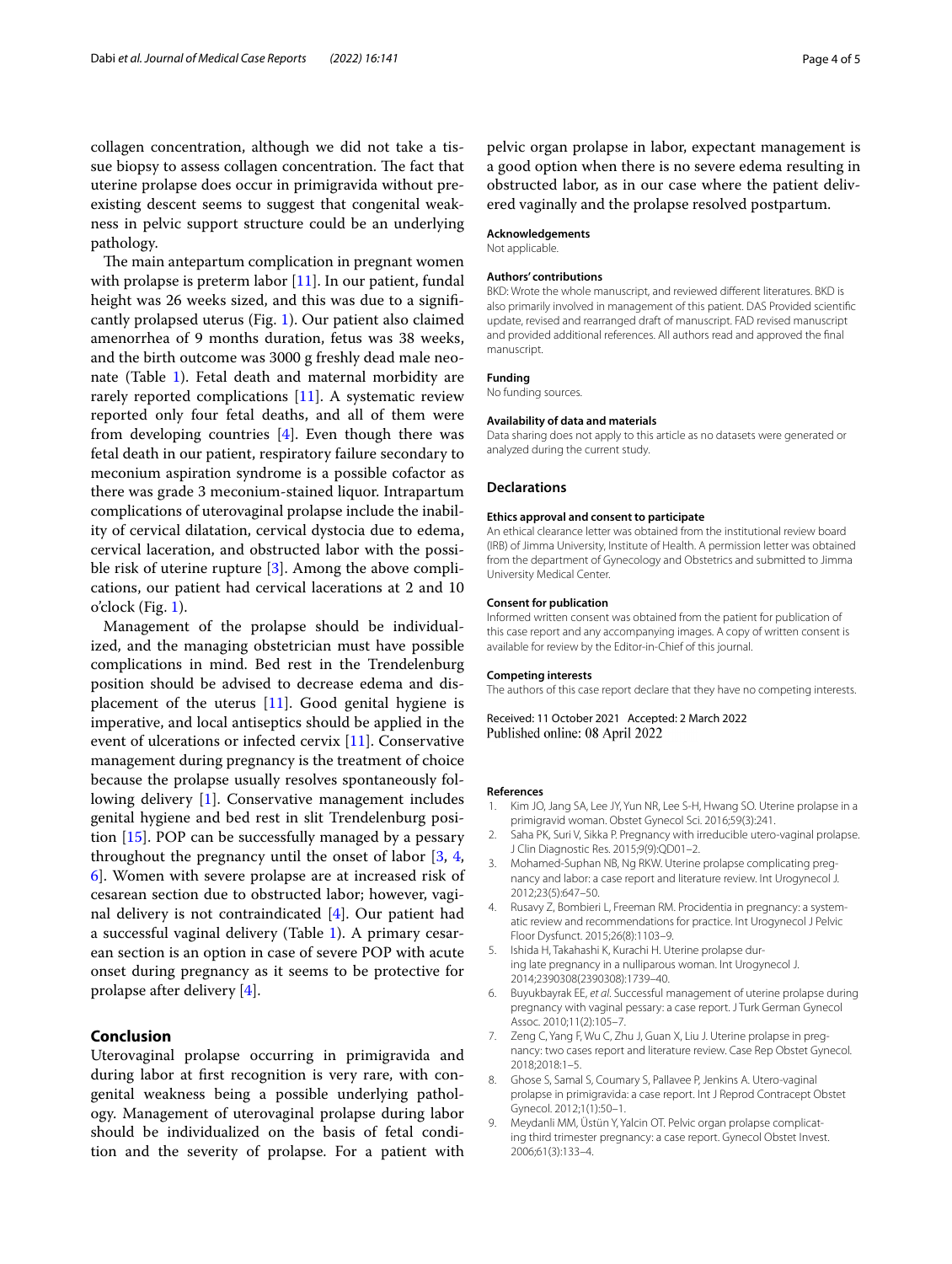collagen concentration, although we did not take a tissue biopsy to assess collagen concentration. The fact that uterine prolapse does occur in primigravida without preexisting descent seems to suggest that congenital weakness in pelvic support structure could be an underlying pathology.

The main antepartum complication in pregnant women with prolapse is preterm labor [11]. In our patient, fundal height was 26 weeks sized, and this was due to a significantly prolapsed uterus (Fig. 1). Our patient also claimed amenorrhea of 9 months duration, fetus was 38 weeks, and the birth outcome was 3000 g freshly dead male neonate (Table 1). Fetal death and maternal morbidity are rarely reported complications [11]. A systematic review reported only four fetal deaths, and all of them were from developing countries [4]. Even though there was fetal death in our patient, respiratory failure secondary to meconium aspiration syndrome is a possible cofactor as there was grade 3 meconium-stained liquor. Intrapartum complications of uterovaginal prolapse include the inability of cervical dilatation, cervical dystocia due to edema, cervical laceration, and obstructed labor with the possible risk of uterine rupture [3]. Among the above complications, our patient had cervical lacerations at 2 and 10 o'clock (Fig. 1).

Management of the prolapse should be individualized, and the managing obstetrician must have possible complications in mind. Bed rest in the Trendelenburg position should be advised to decrease edema and displacement of the uterus [11]. Good genital hygiene is imperative, and local antiseptics should be applied in the event of ulcerations or infected cervix [11]. Conservative management during pregnancy is the treatment of choice because the prolapse usually resolves spontaneously following delivery [1]. Conservative management includes genital hygiene and bed rest in slit Trendelenburg position [15]. POP can be successfully managed by a pessary throughout the pregnancy until the onset of labor [3, 4, 6]. Women with severe prolapse are at increased risk of cesarean section due to obstructed labor; however, vaginal delivery is not contraindicated [4]. Our patient had a successful vaginal delivery (Table 1). A primary cesarean section is an option in case of severe POP with acute onset during pregnancy as it seems to be protective for prolapse after delivery [4].

## Conclusion

Uterovaginal prolapse occurring in primigravida and during labor at first recognition is very rare, with congenital weakness being a possible underlying pathology. Management of uterovaginal prolapse during labor should be individualized on the basis of fetal condition and the severity of prolapse. For a patient with pelvic organ prolapse in labor, expectant management is a good option when there is no severe edema resulting in obstructed labor, as in our case where the patient delivered vaginally and the prolapse resolved postpartum.

### Acknowledgements

Not applicable.

### Authors' contributions

BKD: Wrote the whole manuscript, and reviewed different literatures. BKD is also primarily involved in management of this patient. DAS Provided scientific update, revised and rearranged draft of manuscript. FAD revised manuscript and provided additional references. All authors read and approved the final manuscript.

### Funding

No funding sources.

### Availability of data and materials

Data sharing does not apply to this article as no datasets were generated or analyzed during the current study.

## Declarations

### Ethics approval and consent to participate

An ethical clearance letter was obtained from the institutional review board (IRB) of Jimma University, Institute of Health. A permission letter was obtained from the department of Gynecology and Obstetrics and submitted to Jimma University Medical Center.

### Consent for publication

Informed written consent was obtained from the patient for publication of this case report and any accompanying images. A copy of written consent is available for review by the Editor-in-Chief of this journal.

### Competing interests

The authors of this case report declare that they have no competing interests.

Received: 11 October 2021 Accepted: 2 March 2022
Published online: 08 April 2022

### References

1. Kim JO, Jang SA, Lee JY, Yun NR, Lee S-H, Hwang SO. Uterine prolapse in a primigravid woman. Obstet Gynecol Sci. 2016;59(3):241.
2. Saha PK, Suri V, Sikka P. Pregnancy with irreducible utero-vaginal prolapse. J Clin Diagnostic Res. 2015;9(9):QD01–2.
3. Mohamed-Suphan NB, Ng RKW. Uterine prolapse complicating pregnancy and labor: a case report and literature review. Int Urogynecol J. 2012;23(5):647–50.
4. Rusavy Z, Bombieri L, Freeman RM. Procidentia in pregnancy: a systematic review and recommendations for practice. Int Urogynecol J Pelvic Floor Dysfunct. 2015;26(8):1103–9.
5. Ishida H, Takahashi K, Kurachi H. Uterine prolapse during late pregnancy in a nulliparous woman. Int Urogynecol J. 2014;2390308(2390308):1739–40.
6. Buyukbayrak EE, *et al*. Successful management of uterine prolapse during pregnancy with vaginal pessary: a case report. J Turk German Gynecol Assoc. 2010;11(2):105–7.
7. Zeng C, Yang F, Wu C, Zhu J, Guan X, Liu J. Uterine prolapse in pregnancy: two cases report and literature review. Case Rep Obstet Gynecol. 2018;2018:1–5.
8. Ghose S, Samal S, Coumary S, Pallavee P, Jenkins A. Utero-vaginal prolapse in primigravida: a case report. Int J Reprod Contracept Obstet Gynecol. 2012;1(1):50–1.
9. Meydanli MM, Üstün Y, Yalcin OT. Pelvic organ prolapse complicating third trimester pregnancy: a case report. Gynecol Obstet Invest. 2006;61(3):133–4.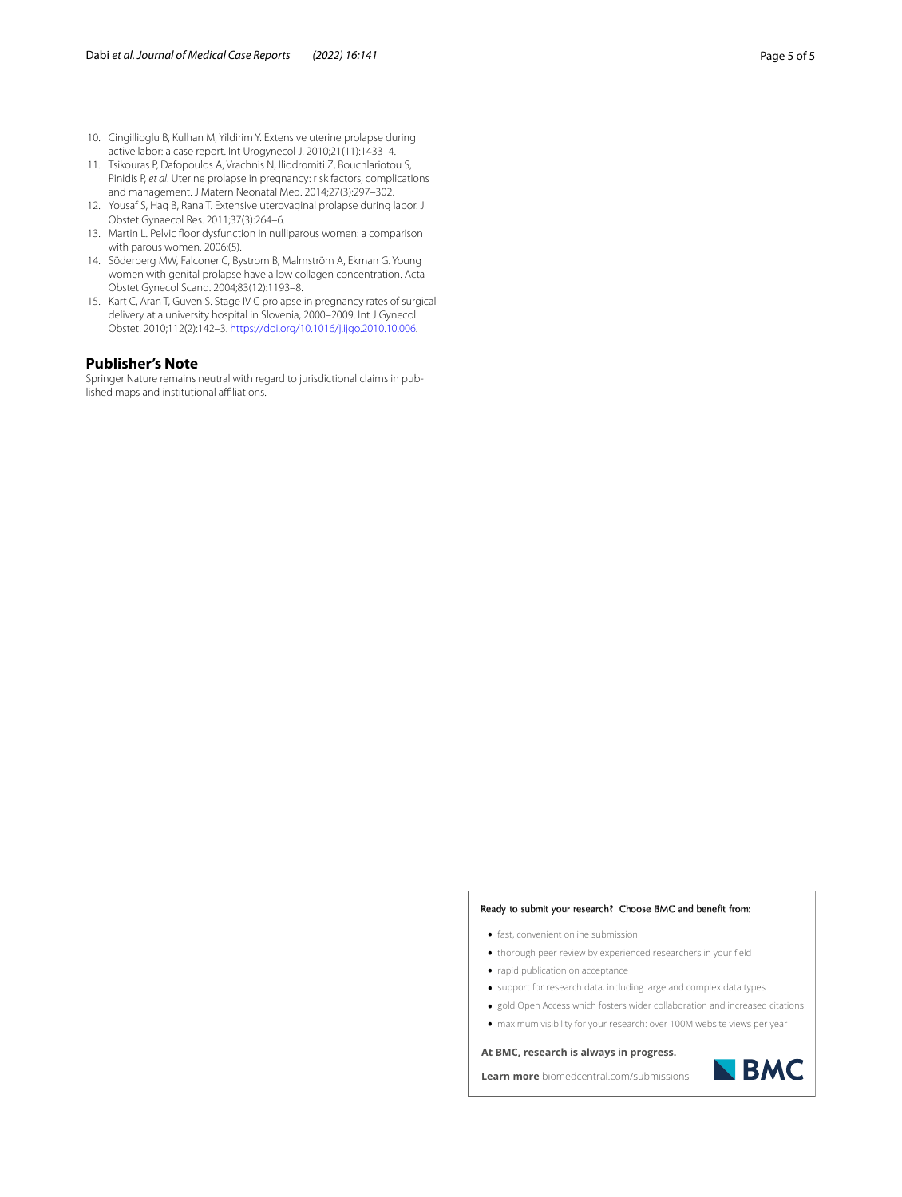10. Cingillioglu B, Kulhan M, Yildirim Y. Extensive uterine prolapse during active labor: a case report. Int Urogynecol J. 2010;21(11):1433–4.
11. Tsikouras P, Dafopoulos A, Vrachnis N, Iliodromiti Z, Bouchlariotou S, Pinidis P, *et al*. Uterine prolapse in pregnancy: risk factors, complications and management. J Matern Neonatal Med. 2014;27(3):297–302.
12. Yousaf S, Haq B, Rana T. Extensive uterovaginal prolapse during labor. J Obstet Gynaecol Res. 2011;37(3):264–6.
13. Martin L. Pelvic floor dysfunction in nulliparous women: a comparison with parous women. 2006;(5).
14. Söderberg MW, Falconer C, Bystrom B, Malmström A, Ekman G. Young women with genital prolapse have a low collagen concentration. Acta Obstet Gynecol Scand. 2004;83(12):1193–8.
15. Kart C, Aran T, Guven S. Stage IV C prolapse in pregnancy rates of surgical delivery at a university hospital in Slovenia, 2000–2009. Int J Gynecol Obstet. 2010;112(2):142–3. https://doi.org/10.1016/j.ijgo.2010.10.006.

## Publisher's Note

Springer Nature remains neutral with regard to jurisdictional claims in published maps and institutional affiliations.

Ready to submit your research? Choose BMC and benefit from:

- fast, convenient online submission
- thorough peer review by experienced researchers in your field
- rapid publication on acceptance
- support for research data, including large and complex data types
- gold Open Access which fosters wider collaboration and increased citations
- maximum visibility for your research: over 100M website views per year

**At BMC, research is always in progress.**

**Learn more** biomedcentral.com/submissions

BMC